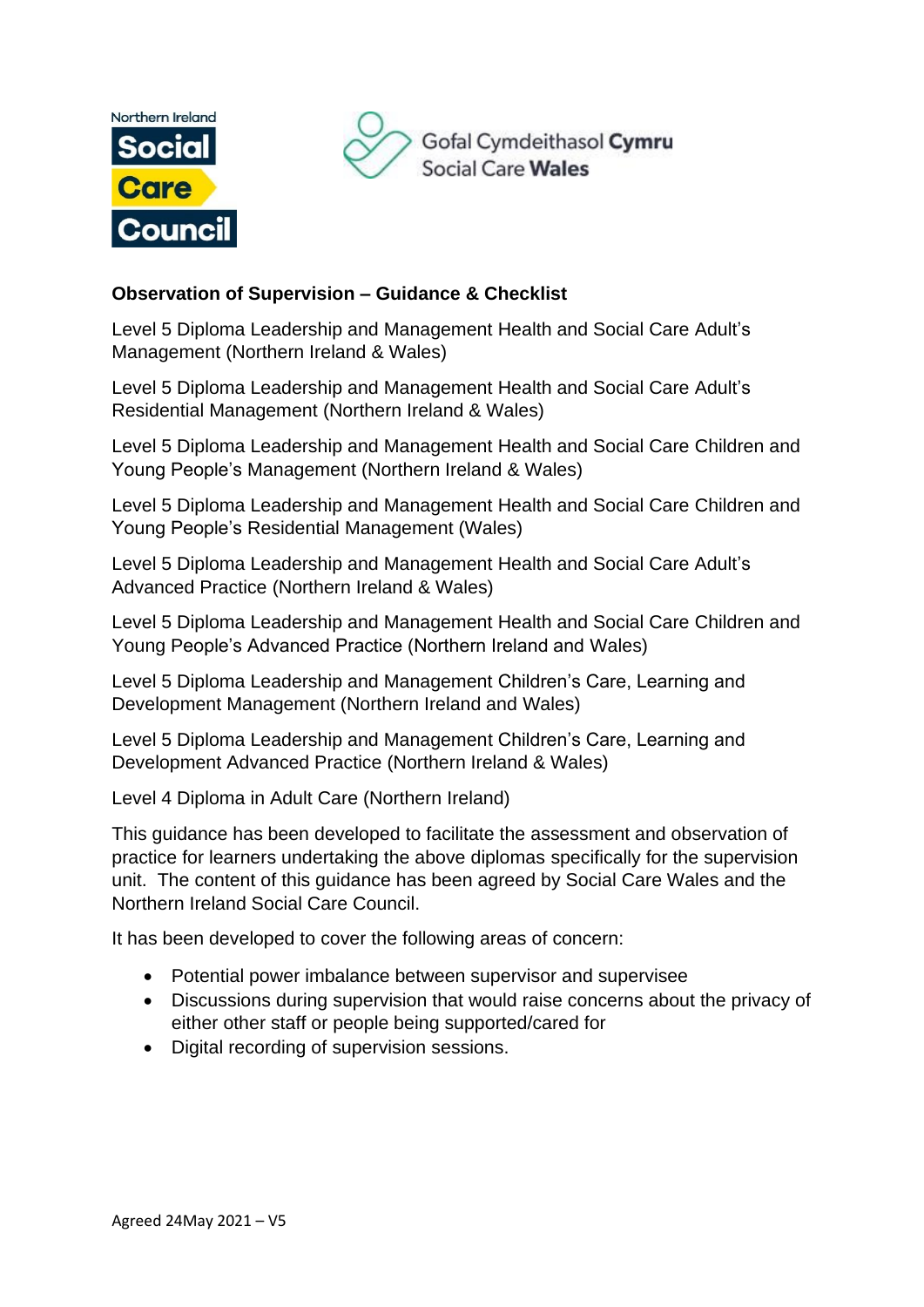Northern Ireland Social Care Council

Gofal Cymdeithasol Cymru Social Care Wales

**Observation of Supervision – Guidance & Checklist**

Level 5 Diploma Leadership and Management Health and Social Care Adult's Management (Northern Ireland & Wales)

Level 5 Diploma Leadership and Management Health and Social Care Adult's Residential Management (Northern Ireland & Wales)

Level 5 Diploma Leadership and Management Health and Social Care Children and Young People's Management (Northern Ireland & Wales)

Level 5 Diploma Leadership and Management Health and Social Care Children and Young People's Residential Management (Wales)

Level 5 Diploma Leadership and Management Health and Social Care Adult's Advanced Practice (Northern Ireland & Wales)

Level 5 Diploma Leadership and Management Health and Social Care Children and Young People's Advanced Practice (Northern Ireland and Wales)

Level 5 Diploma Leadership and Management Children's Care, Learning and Development Management (Northern Ireland and Wales)

Level 5 Diploma Leadership and Management Children's Care, Learning and Development Advanced Practice (Northern Ireland & Wales)

Level 4 Diploma in Adult Care (Northern Ireland)

This guidance has been developed to facilitate the assessment and observation of practice for learners undertaking the above diplomas specifically for the supervision unit. The content of this guidance has been agreed by Social Care Wales and the Northern Ireland Social Care Council.

It has been developed to cover the following areas of concern:

- Potential power imbalance between supervisor and supervisee
- Discussions during supervision that would raise concerns about the privacy of either other staff or people being supported/cared for
- Digital recording of supervision sessions.

Agreed 24May 2021 – V5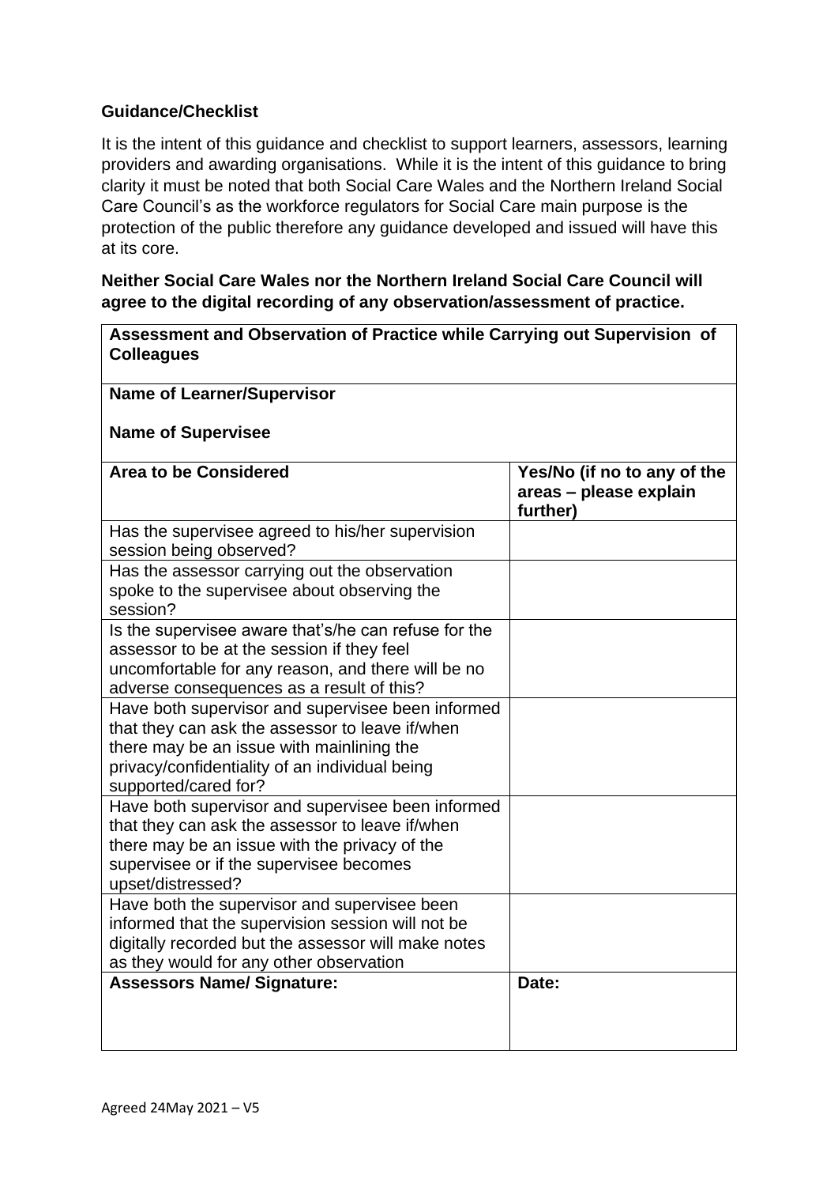**Guidance/Checklist**

It is the intent of this guidance and checklist to support learners, assessors, learning providers and awarding organisations. While it is the intent of this guidance to bring clarity it must be noted that both Social Care Wales and the Northern Ireland Social Care Council's as the workforce regulators for Social Care main purpose is the protection of the public therefore any guidance developed and issued will have this at its core.

**Neither Social Care Wales nor the Northern Ireland Social Care Council will agree to the digital recording of any observation/assessment of practice.**

| **Assessment and Observation of Practice while Carrying out Supervision of Colleagues** | |
|---|---|
| **Name of Learner/Supervisor**<br><br>**Name of Supervisee** | |
| **Area to be Considered** | **Yes/No (if no to any of the areas – please explain further)** |
| Has the supervisee agreed to his/her supervision session being observed? | |
| Has the assessor carrying out the observation spoke to the supervisee about observing the session? | |
| Is the supervisee aware that's/he can refuse for the assessor to be at the session if they feel uncomfortable for any reason, and there will be no adverse consequences as a result of this? | |
| Have both supervisor and supervisee been informed that they can ask the assessor to leave if/when there may be an issue with mainlining the privacy/confidentiality of an individual being supported/cared for? | |
| Have both supervisor and supervisee been informed that they can ask the assessor to leave if/when there may be an issue with the privacy of the supervisee or if the supervisee becomes upset/distressed? | |
| Have both the supervisor and supervisee been informed that the supervision session will not be digitally recorded but the assessor will make notes as they would for any other observation | |
| **Assessors Name/ Signature:** | **Date:** |

Agreed 24May 2021 – V5